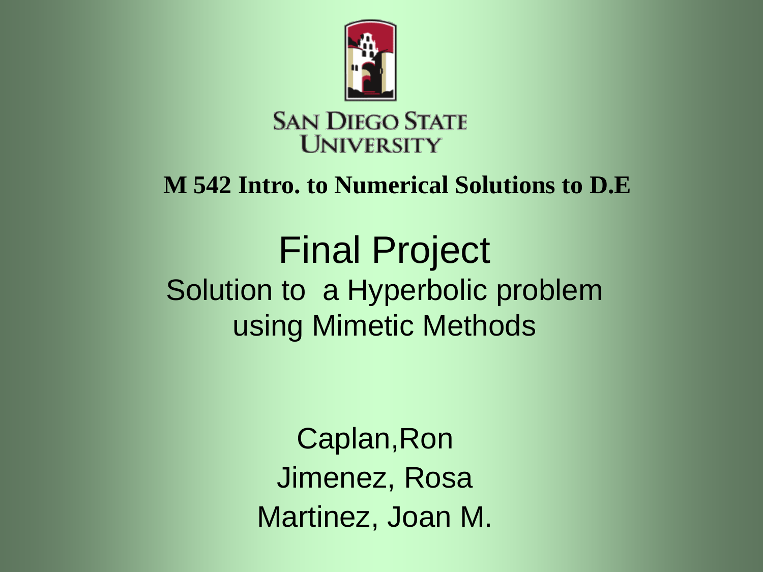SAN DIEGO STATE UNIVERSITY

**M 542 Intro. to Numerical Solutions to D.E**

# Final Project

## Solution to a Hyperbolic problem using Mimetic Methods

Caplan,Ron

Jimenez, Rosa

Martinez, Joan M.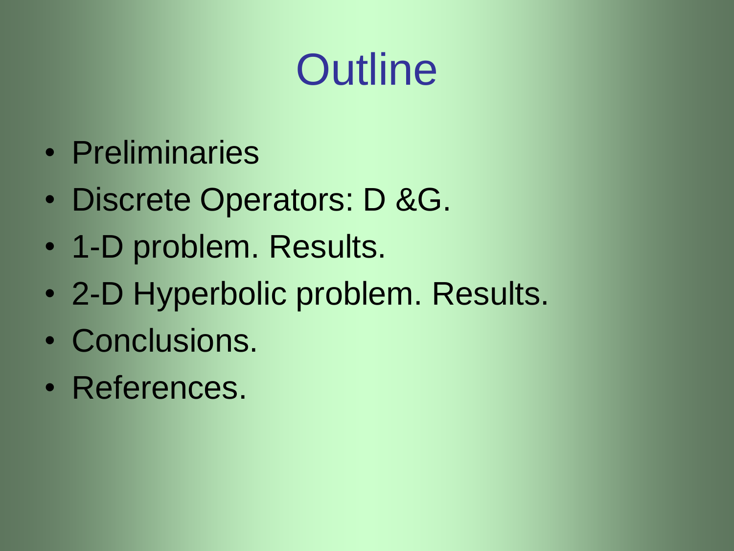# Outline

- Preliminaries
- Discrete Operators: D &G.
- 1-D problem. Results.
- 2-D Hyperbolic problem. Results.
- Conclusions.
- References.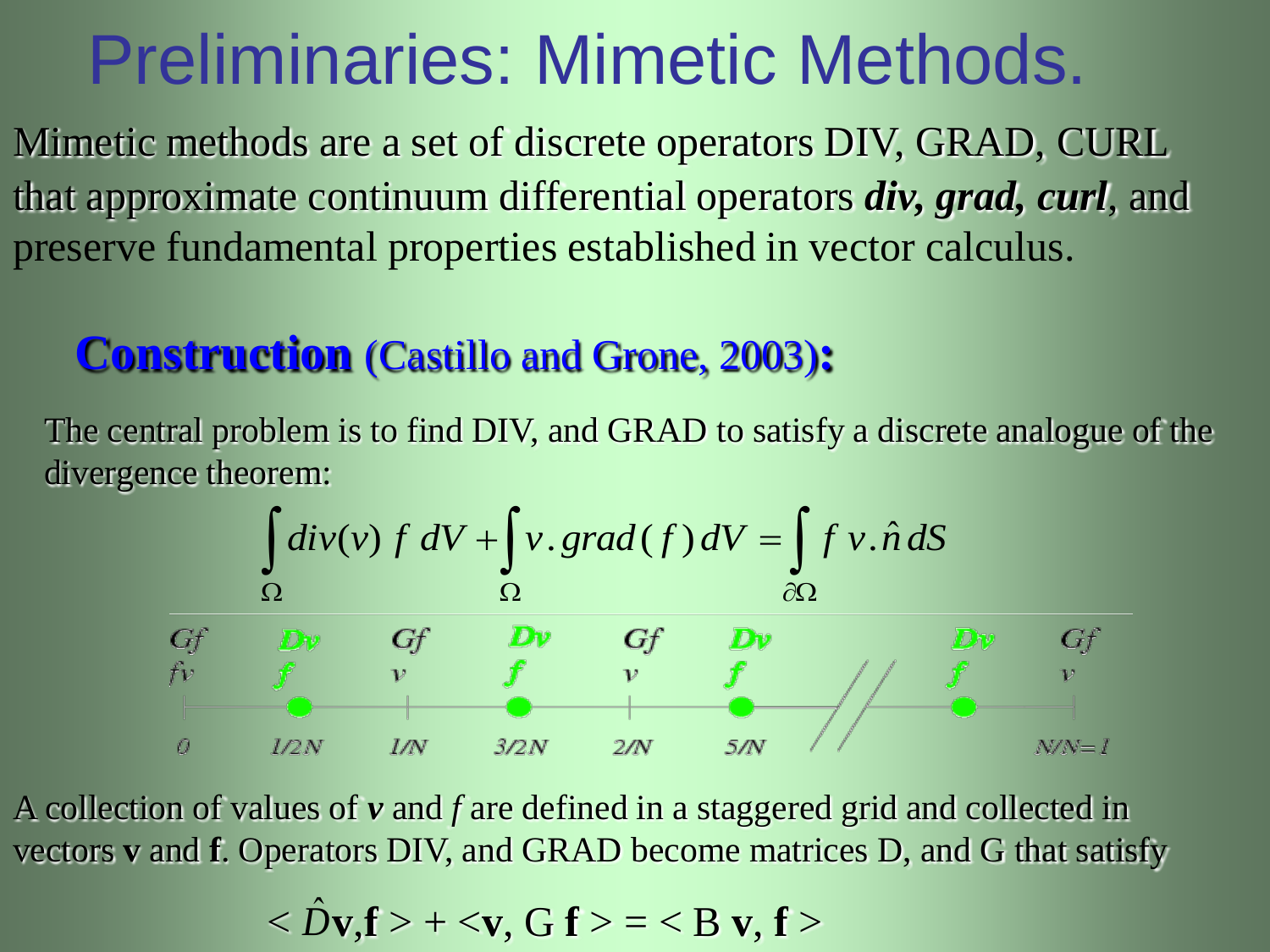# Preliminaries: Mimetic Methods.

Mimetic methods are a set of discrete operators DIV, GRAD, CURL that approximate continuum differential operators ***div, grad, curl***, and preserve fundamental properties established in vector calculus.

## **Construction** (Castillo and Grone, 2003):

The central problem is to find DIV, and GRAD to satisfy a discrete analogue of the divergence theorem:

$$\int_{\Omega} div(v)\, f\, dV + \int_{\Omega} v . grad(f)\, dV = \int_{\partial\Omega} f\, v . \hat{n}\, dS$$

| Gf fv | Dv f | Gf v | Dv f | Gf v | Dv f | | Dv f | Gf v |
|---|---|---|---|---|---|---|---|---|
| 0 | 1/2N | 1/N | 3/2N | 2/N | 5/N | // | | N/N=1 |

A collection of values of ***v*** and ***f*** are defined in a staggered grid and collected in vectors **v** and **f**. Operators DIV, and GRAD become matrices D, and G that satisfy

$$< \hat{D}\mathbf{v}, \mathbf{f} > + < \mathbf{v}, \mathrm{G}\, \mathbf{f} > = < \mathrm{B}\, \mathbf{v}, \mathbf{f} >$$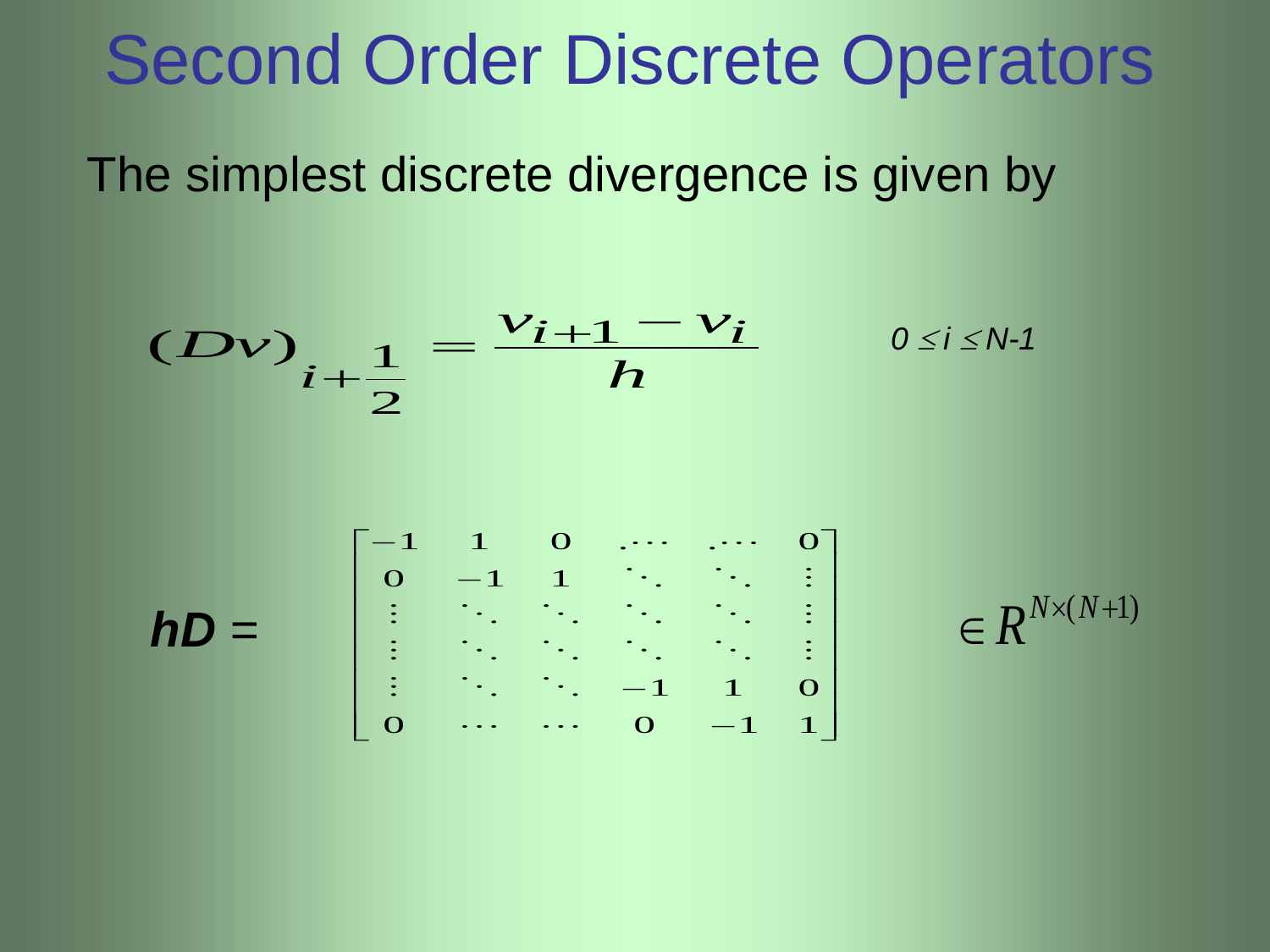# Second Order Discrete Operators

The simplest discrete divergence is given by

$$(Dv)_{i+\frac{1}{2}} = \frac{v_{i+1} - v_i}{h} \qquad 0 \le i \le N-1$$

$$hD = \begin{bmatrix} -1 & 1 & 0 & \cdots & \cdots & 0 \\ 0 & -1 & 1 & \ddots & \ddots & \vdots \\ \vdots & \ddots & \ddots & \ddots & \ddots & \vdots \\ \vdots & \ddots & \ddots & \ddots & \ddots & \vdots \\ \vdots & \ddots & \ddots & -1 & 1 & 0 \\ 0 & \cdots & \cdots & 0 & -1 & 1 \end{bmatrix} \in R^{N \times (N+1)}$$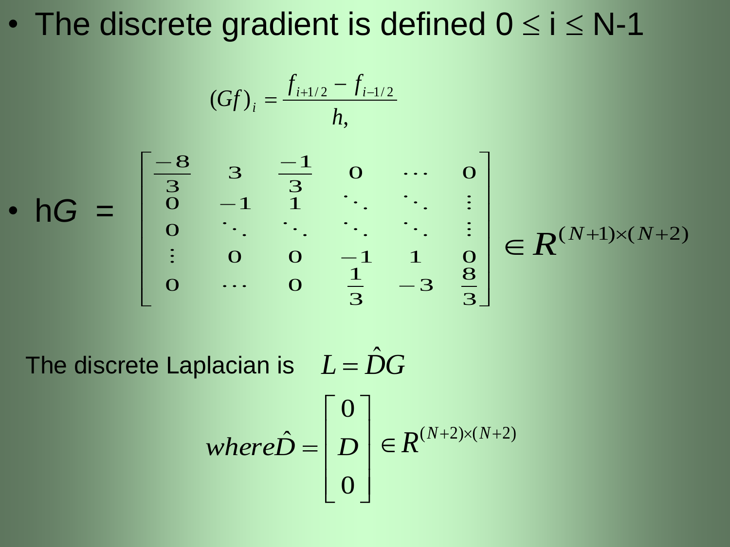- The discrete gradient is defined $0 \le i \le N-1$

$$(Gf)_i = \frac{f_{i+1/2} - f_{i-1/2}}{h,}$$

- $hG = \begin{bmatrix} \frac{-8}{3} & 3 & \frac{-1}{3} & 0 & \cdots & 0 \\ 0 & -1 & 1 & \ddots & \ddots & \vdots \\ 0 & \ddots & \ddots & \ddots & \ddots & \vdots \\ \vdots & 0 & 0 & -1 & 1 & 0 \\ 0 & \cdots & 0 & \frac{1}{3} & -3 & \frac{8}{3} \end{bmatrix} \in R^{(N+1)\times(N+2)}$

The discrete Laplacian is $L = \hat{D}G$

$$where \hat{D} = \begin{bmatrix} 0 \\ D \\ 0 \end{bmatrix} \in R^{(N+2)\times(N+2)}$$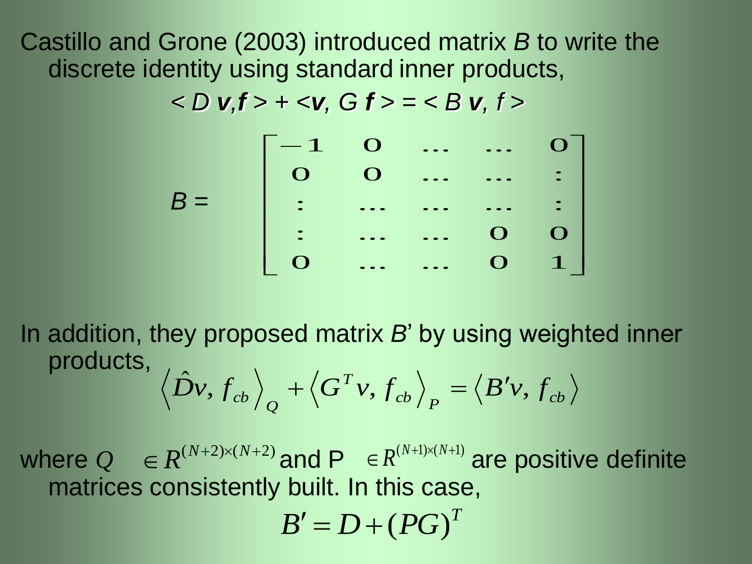Castillo and Grone (2003) introduced matrix *B* to write the discrete identity using standard inner products,

$$< D\, \boldsymbol{v}, \boldsymbol{f} > + < \boldsymbol{v}, G\, \boldsymbol{f} > = < B\, \boldsymbol{v}, f >$$

$$B = \begin{bmatrix} -1 & 0 & \cdots & \cdots & 0 \\ 0 & 0 & \cdots & \cdots & \vdots \\ \vdots & \cdots & \cdots & \cdots & \vdots \\ \vdots & \cdots & \cdots & 0 & 0 \\ 0 & \cdots & \cdots & 0 & 1 \end{bmatrix}$$

In addition, they proposed matrix *B*' by using weighted inner products,

$$\left\langle \hat{D} v, f_{cb} \right\rangle_Q + \left\langle G^T v, f_{cb} \right\rangle_P = \left\langle B' v, f_{cb} \right\rangle$$

where $Q \in R^{(N+2)\times(N+2)}$ and P $\in R^{(N+1)\times(N+1)}$ are positive definite matrices consistently built. In this case,

$$B' = D + (PG)^T$$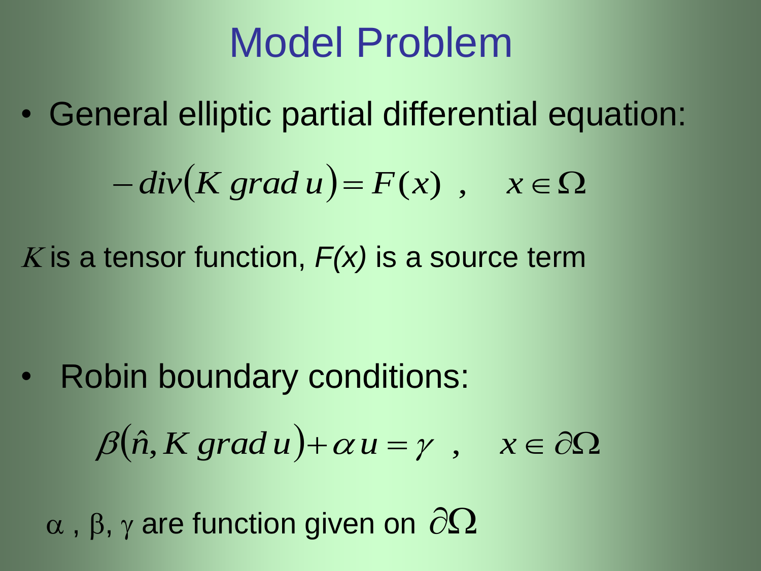# Model Problem

- General elliptic partial differential equation:

$$-div\left(K\, grad\, u\right) = F(x) \;\; , \quad x \in \Omega$$

$K$ is a tensor function, *F(x)* is a source term

- Robin boundary conditions:

$$\beta\left(\hat{n}, K\, grad\, u\right) + \alpha\, u = \gamma \;\; , \quad x \in \partial\Omega$$

$\alpha$ , $\beta$, $\gamma$ are function given on $\partial\Omega$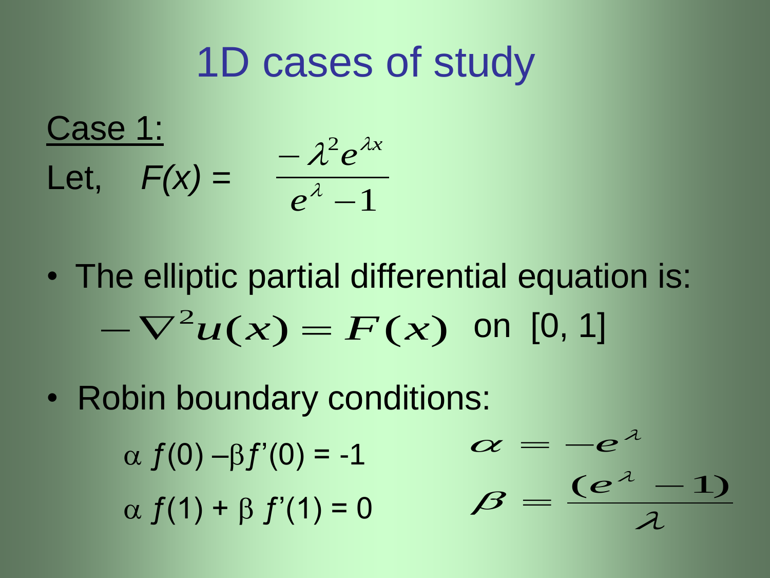# 1D cases of study

Case 1:

Let, $F(x) = \dfrac{-\lambda^2 e^{\lambda x}}{e^{\lambda} - 1}$

- The elliptic partial differential equation is:

$$-\nabla^2 u(x) = F(x) \quad \text{on } [0, 1]$$

- Robin boundary conditions:

$\alpha f(0) - \beta f'(0) = -1$

$\alpha f(1) + \beta f'(1) = 0$

$$\alpha = -e^{\lambda}$$

$$\beta = \frac{(e^{\lambda} - 1)}{\lambda}$$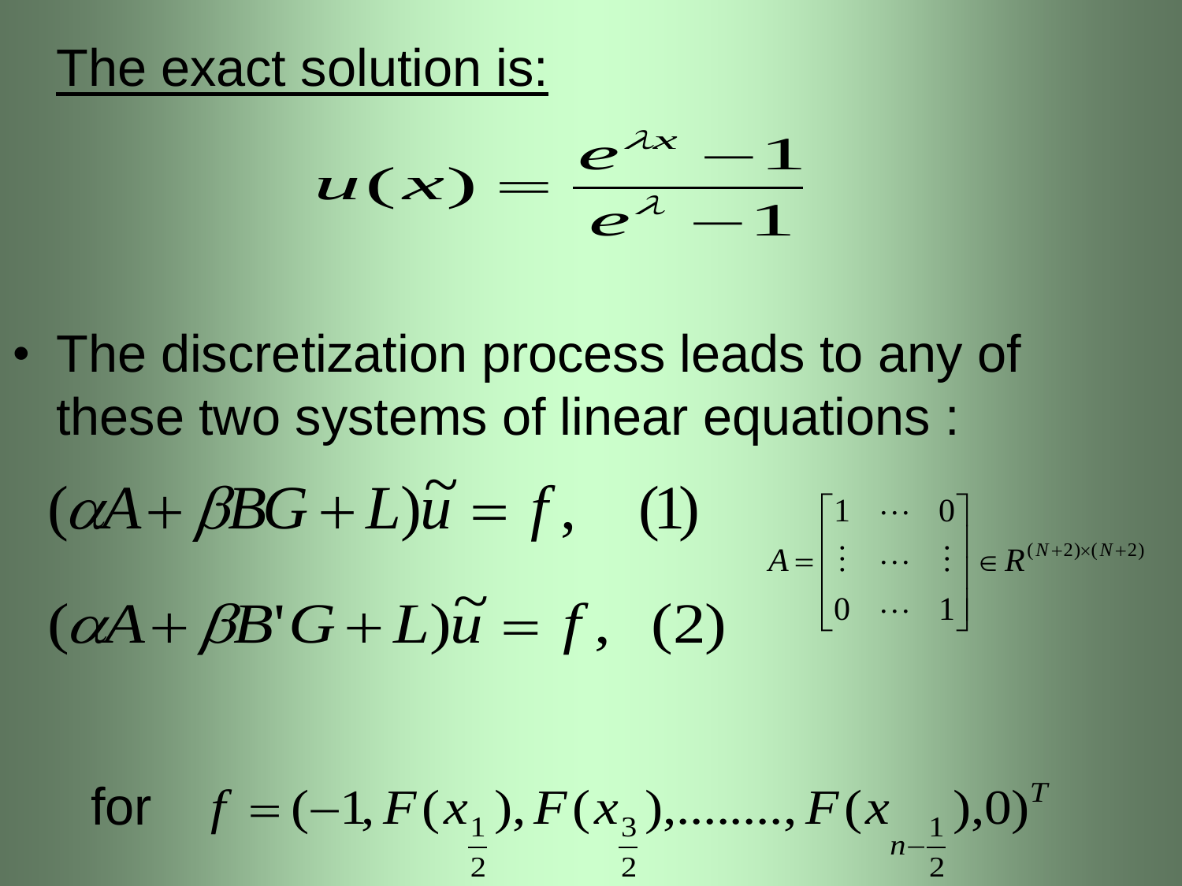<u>The exact solution is:</u>

$$u(x) = \frac{e^{\lambda x} - 1}{e^{\lambda} - 1}$$

- The discretization process leads to any of these two systems of linear equations :

$$(\alpha A + \beta BG + L)\tilde{u} = f, \quad (1)$$

$$(\alpha A + \beta B' G + L)\tilde{u} = f, \quad (2)$$

$$A = \begin{bmatrix} 1 & \cdots & 0 \\ \vdots & \cdots & \vdots \\ 0 & \cdots & 1 \end{bmatrix} \in R^{(N+2)\times(N+2)}$$

for $f = (-1, F(x_{\frac{1}{2}}), F(x_{\frac{3}{2}}), \ldots\ldots\ldots, F(x_{n-\frac{1}{2}}), 0)^T$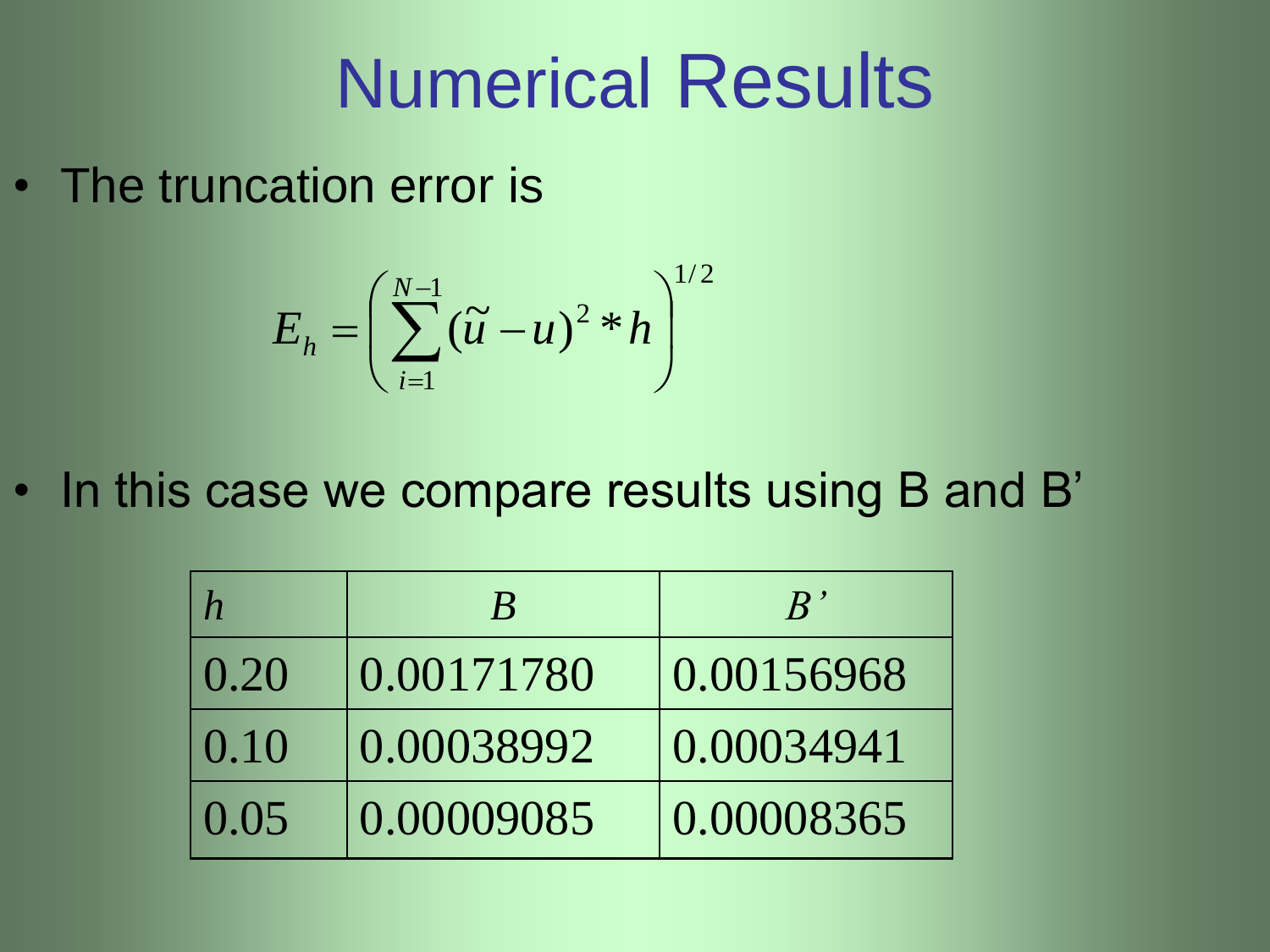# Numerical Results

- The truncation error is

$$E_h = \left( \sum_{i=1}^{N-1} (\tilde{u} - u)^2 * h \right)^{1/2}$$

- In this case we compare results using B and B'

| *h* | *B* | *B'* |
|---|---|---|
| 0.20 | 0.00171780 | 0.00156968 |
| 0.10 | 0.00038992 | 0.00034941 |
| 0.05 | 0.00009085 | 0.00008365 |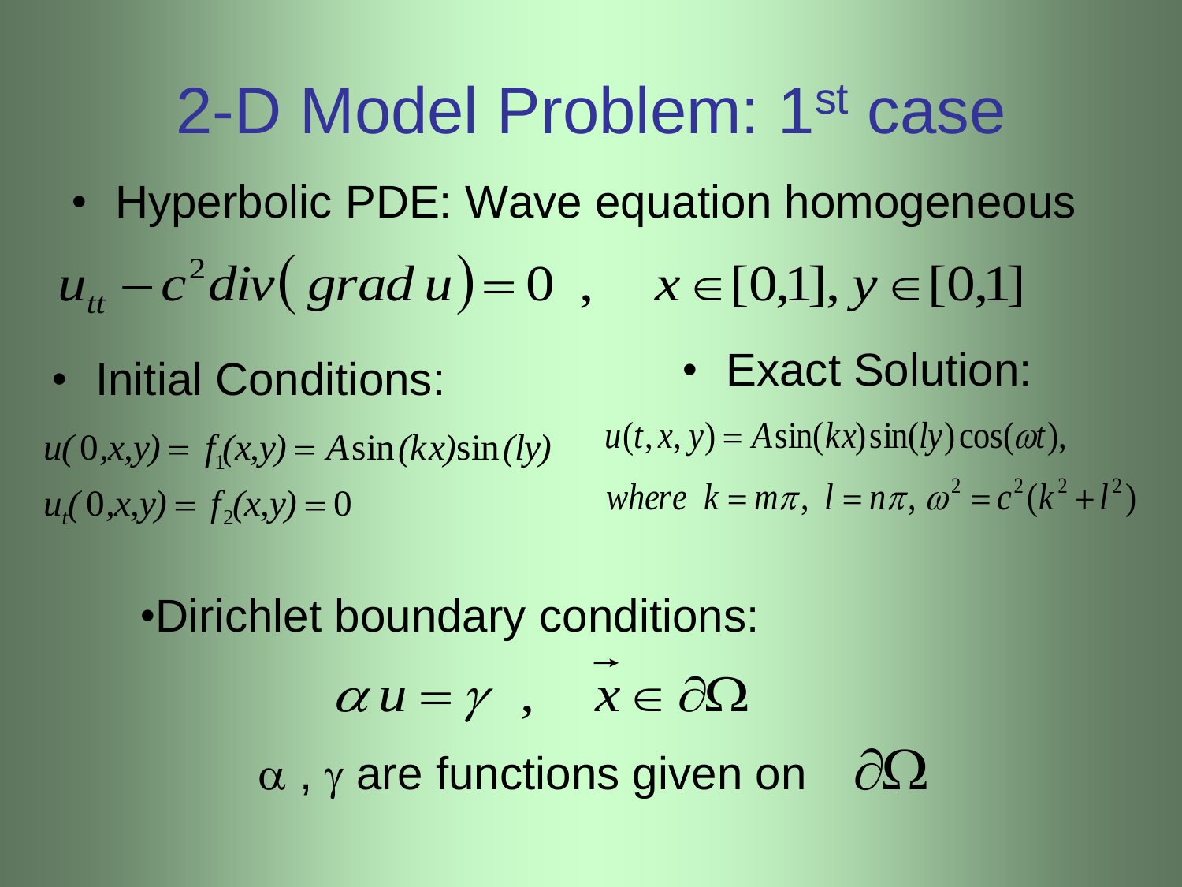# 2-D Model Problem: 1st case

- Hyperbolic PDE: Wave equation homogeneous

$$u_{tt} - c^2 div\big(grad\, u\big) = 0 \ , \quad x \in [0,1], y \in [0,1]$$

- Initial Conditions:

$$u(0,x,y) = f_1(x,y) = A\sin(kx)\sin(ly)$$

$$u_t(0,x,y) = f_2(x,y) = 0$$

- Exact Solution:

$$u(t,x,y) = A\sin(kx)\sin(ly)\cos(\omega t),$$

$$where\ \ k = m\pi,\ l = n\pi,\ \omega^2 = c^2(k^2 + l^2)$$

- Dirichlet boundary conditions:

$$\alpha\, u = \gamma \ , \quad \vec{x} \in \partial\Omega$$

$\alpha$ , $\gamma$ are functions given on $\partial\Omega$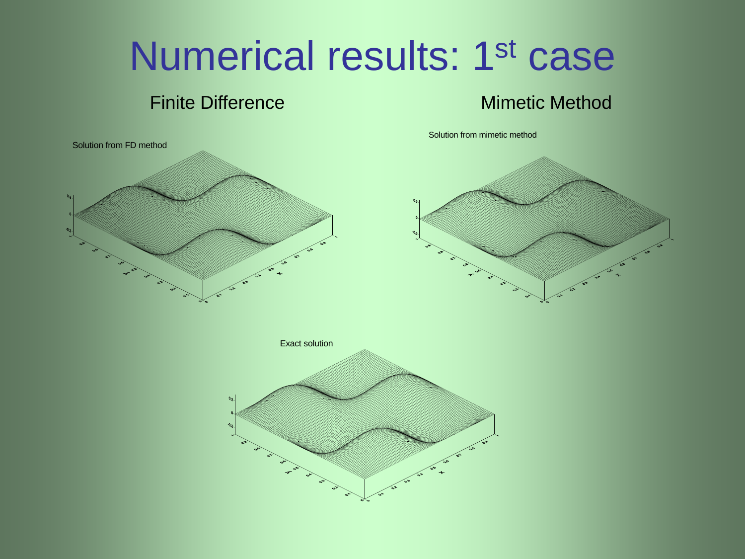# Numerical results: 1st case

Finite Difference

Mimetic Method

Solution from FD method

Solution from mimetic method

Exact solution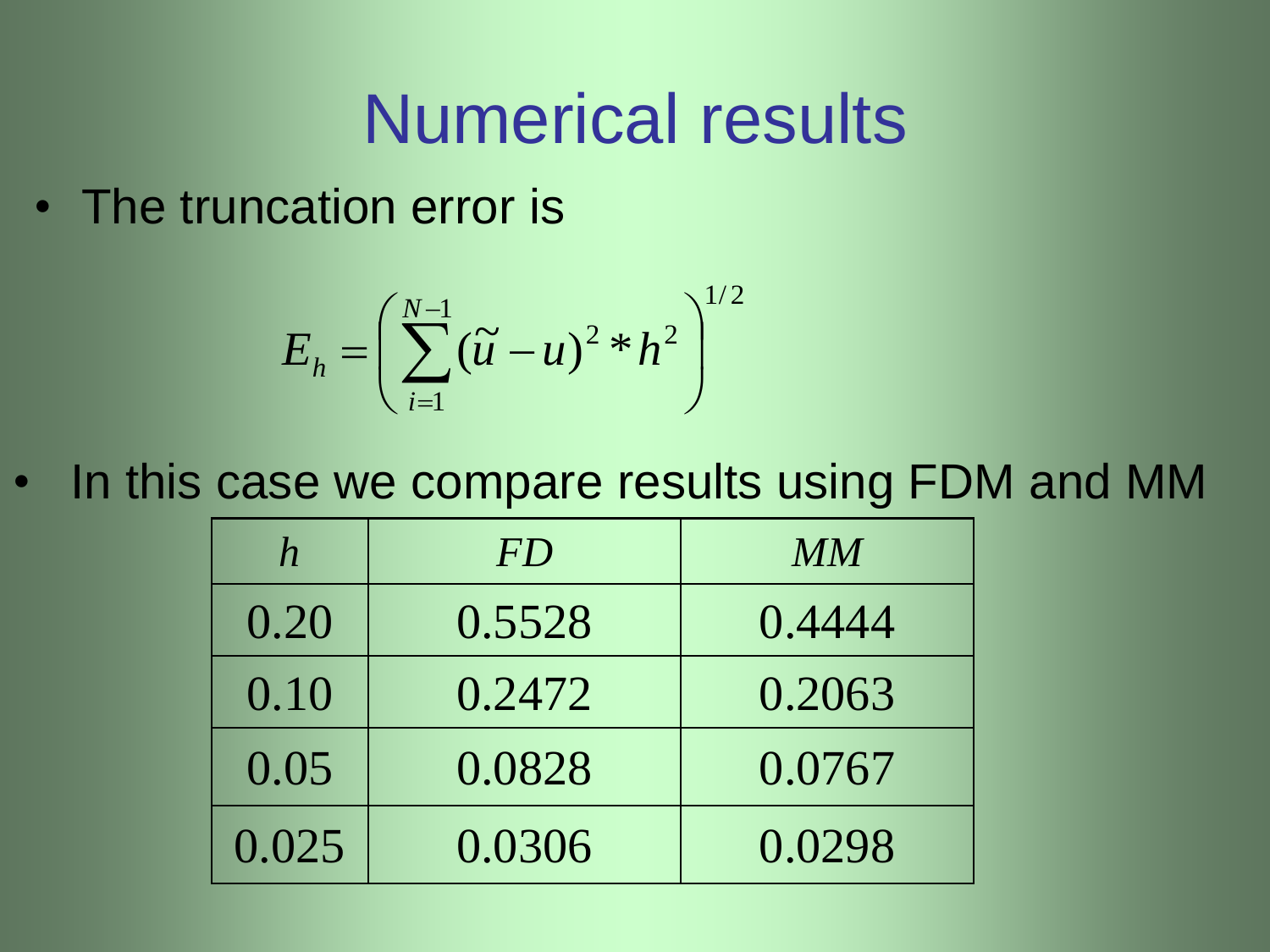# Numerical results

- The truncation error is

$$E_h = \left( \sum_{i=1}^{N-1} (\tilde{u} - u)^2 * h^2 \right)^{1/2}$$

- In this case we compare results using FDM and MM

| $h$ | $FD$ | $MM$ |
|---|---|---|
| 0.20 | 0.5528 | 0.4444 |
| 0.10 | 0.2472 | 0.2063 |
| 0.05 | 0.0828 | 0.0767 |
| 0.025 | 0.0306 | 0.0298 |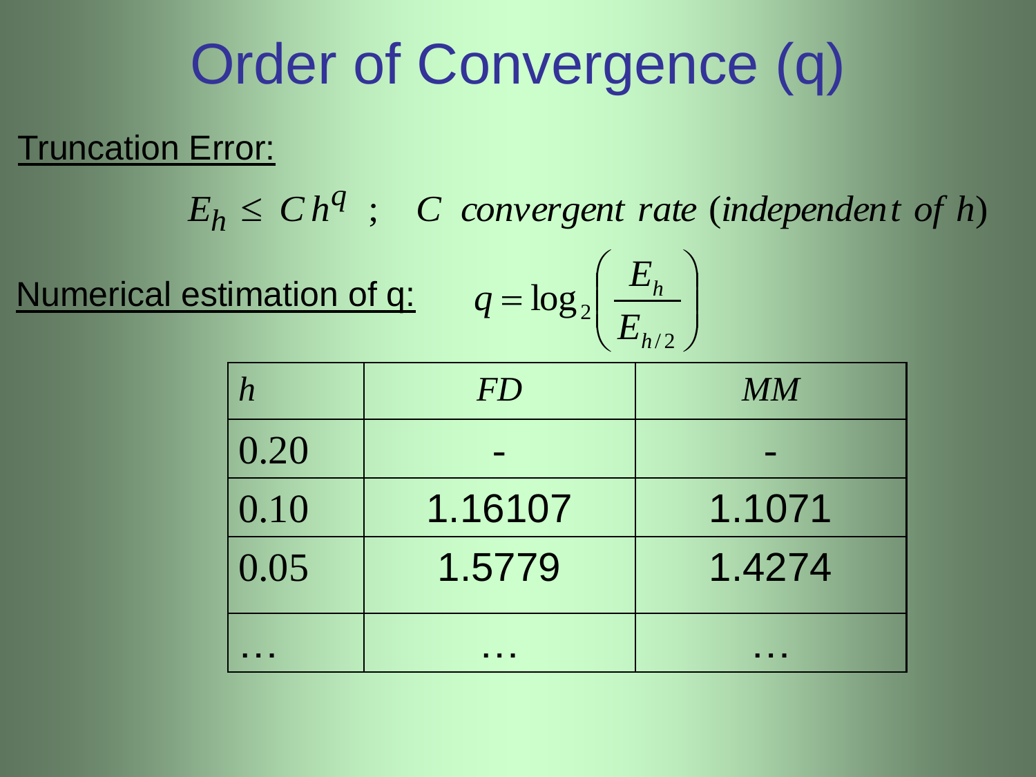# Order of Convergence (q)

Truncation Error:

$$E_h \leq C\,h^q \;\; ; \quad C \;\; convergent\ rate\ (independent\ of\ h)$$

Numerical estimation of q:

$$q = \log_2\left(\frac{E_h}{E_{h/2}}\right)$$

| $h$ | $FD$ | $MM$ |
|---|---|---|
| 0.20 | - | - |
| 0.10 | 1.16107 | 1.1071 |
| 0.05 | 1.5779 | 1.4274 |
| … | … | … |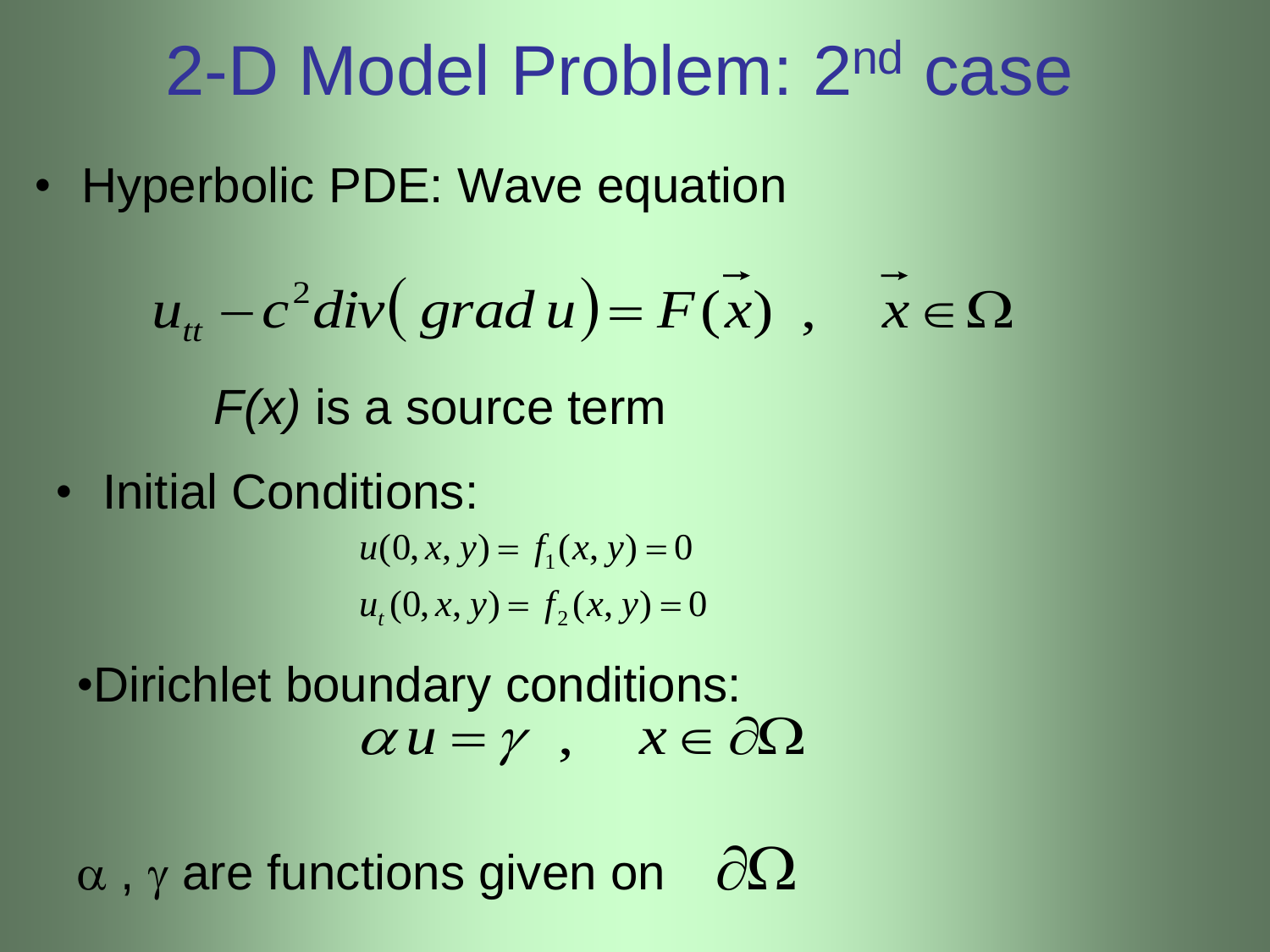# 2-D Model Problem: 2nd case

- Hyperbolic PDE: Wave equation

$$u_{tt} - c^2 div\big(grad\, u\big) = F(\vec{x}) \;,\quad \vec{x} \in \Omega$$

*F(x)* is a source term

- Initial Conditions:

$$u(0,x,y) = f_1(x,y) = 0$$
$$u_t(0,x,y) = f_2(x,y) = 0$$

- Dirichlet boundary conditions:

$$\alpha\, u = \gamma \;,\quad x \in \partial\Omega$$

$\alpha$ , $\gamma$ are functions given on $\partial\Omega$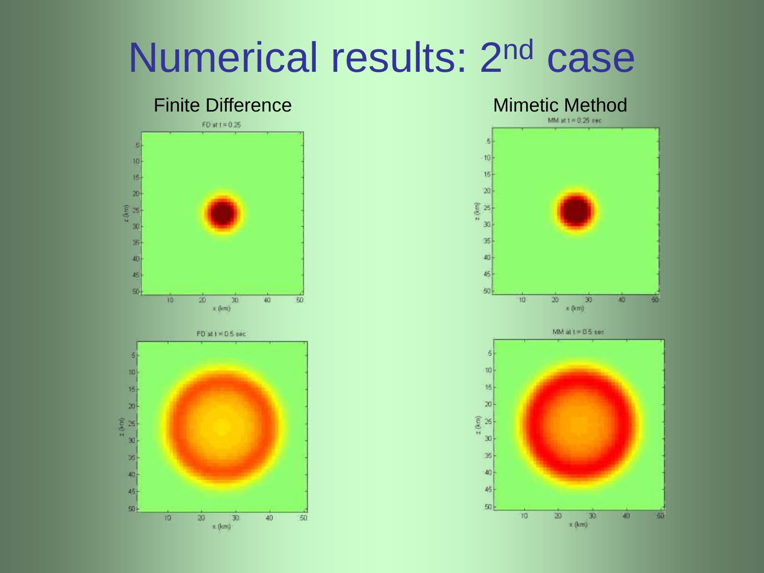# Numerical results: 2nd case

Finite Difference

Mimetic Method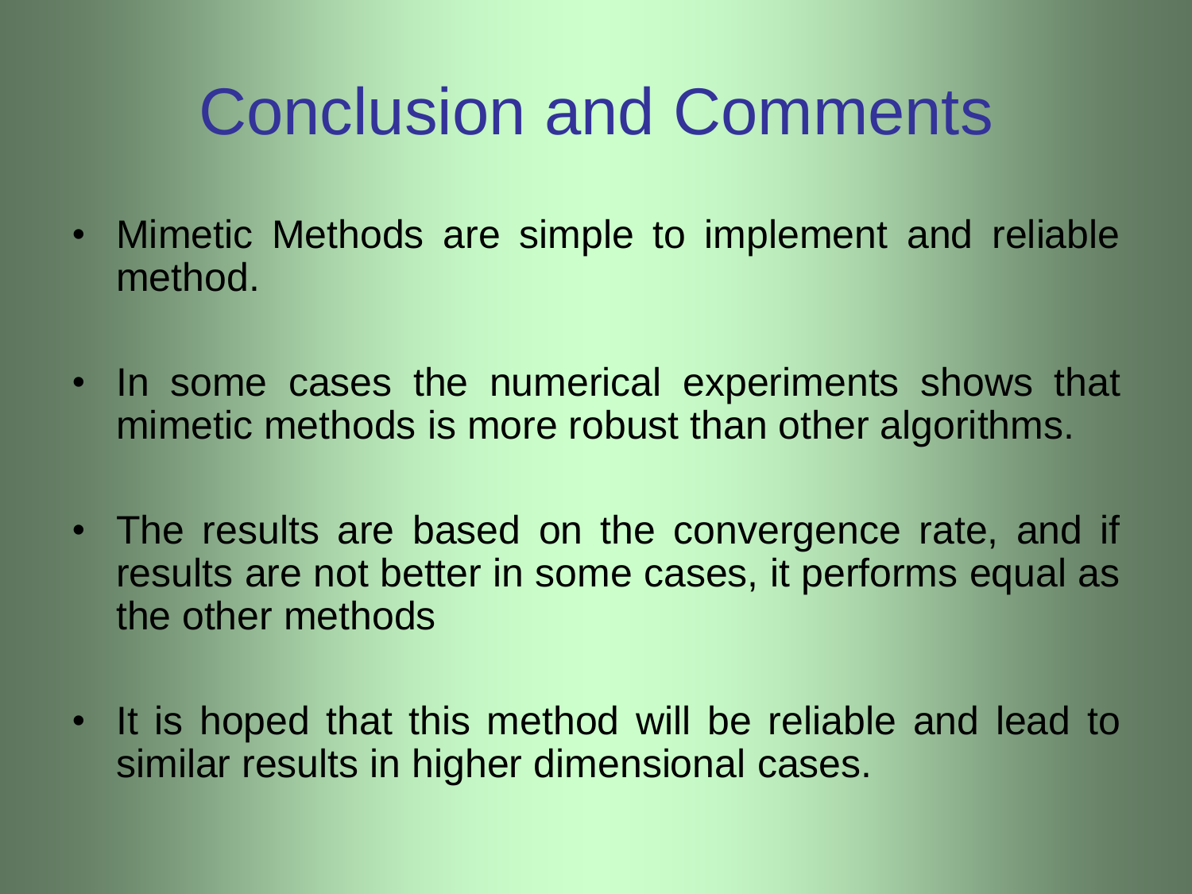# Conclusion and Comments

- Mimetic Methods are simple to implement and reliable method.
- In some cases the numerical experiments shows that mimetic methods is more robust than other algorithms.
- The results are based on the convergence rate, and if results are not better in some cases, it performs equal as the other methods
- It is hoped that this method will be reliable and lead to similar results in higher dimensional cases.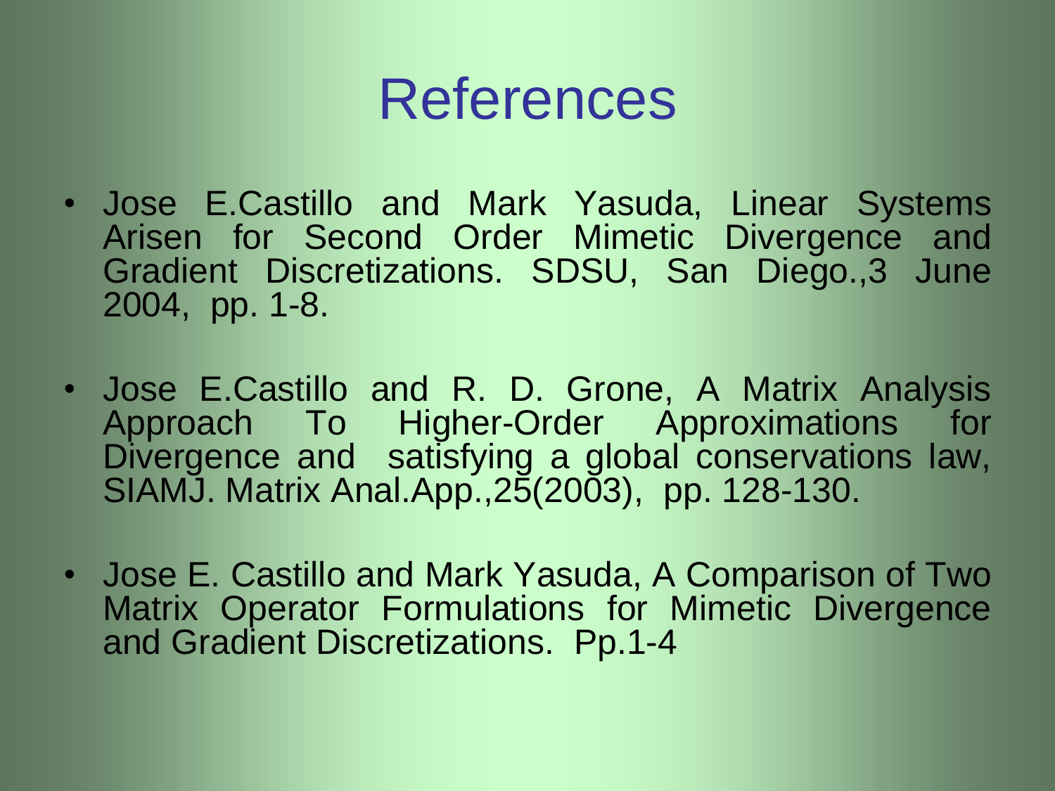# References

- Jose E.Castillo and Mark Yasuda, Linear Systems Arisen for Second Order Mimetic Divergence and Gradient Discretizations. SDSU, San Diego.,3 June 2004, pp. 1-8.
- Jose E.Castillo and R. D. Grone, A Matrix Analysis Approach To Higher-Order Approximations for Divergence and satisfying a global conservations law, SIAMJ. Matrix Anal.App.,25(2003), pp. 128-130.
- Jose E. Castillo and Mark Yasuda, A Comparison of Two Matrix Operator Formulations for Mimetic Divergence and Gradient Discretizations. Pp.1-4